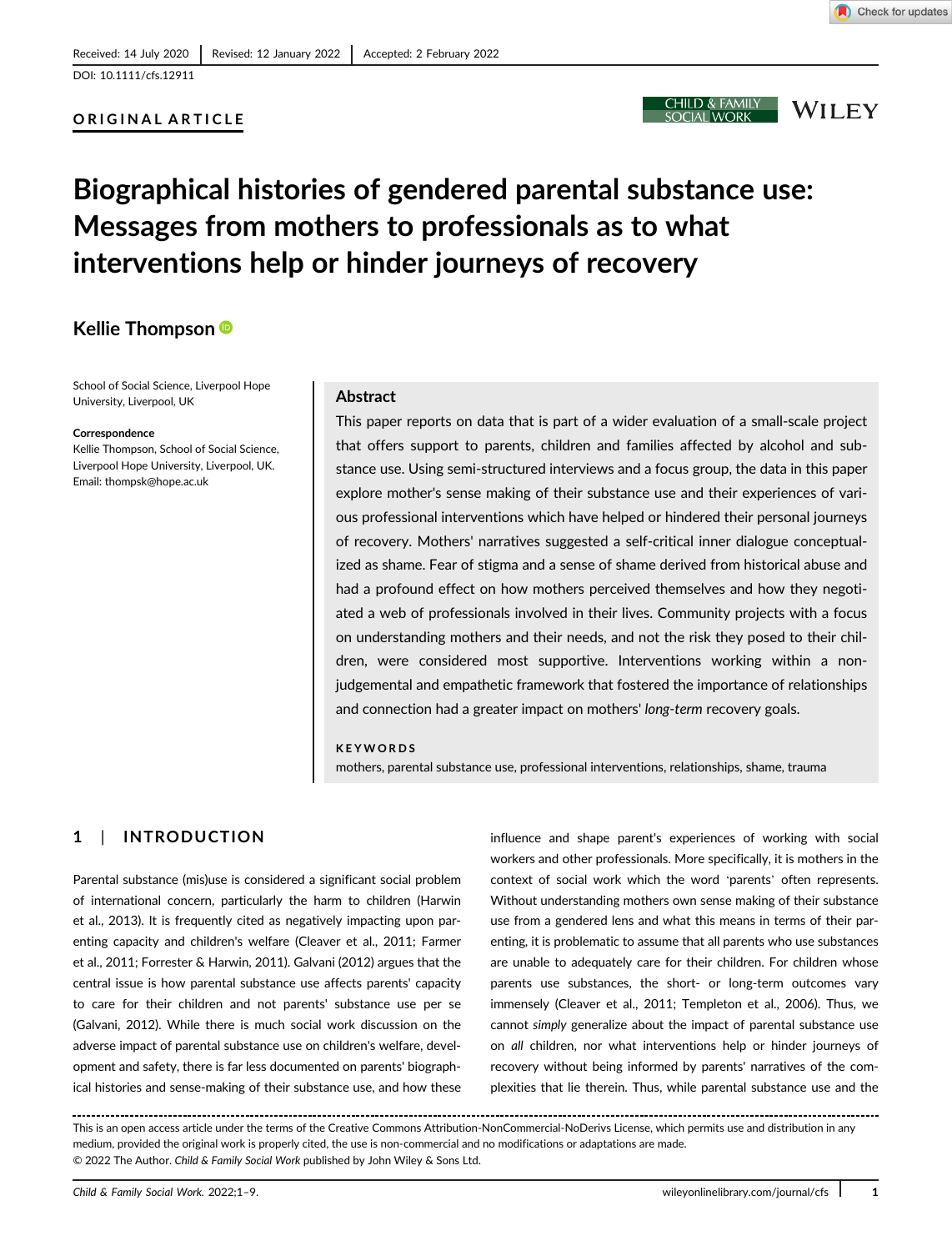Received: 14 July 2020 | Revised: 12 January 2022 | Accepted: 2 February 2022

DOI: 10.1111/cfs.12911

**ORIGINAL ARTICLE**

# Biographical histories of gendered parental substance use: Messages from mothers to professionals as to what interventions help or hinder journeys of recovery

**Kellie Thompson**

School of Social Science, Liverpool Hope University, Liverpool, UK

**Correspondence**
Kellie Thompson, School of Social Science, Liverpool Hope University, Liverpool, UK.
Email: thompsk@hope.ac.uk

## Abstract

This paper reports on data that is part of a wider evaluation of a small-scale project that offers support to parents, children and families affected by alcohol and substance use. Using semi-structured interviews and a focus group, the data in this paper explore mother's sense making of their substance use and their experiences of various professional interventions which have helped or hindered their personal journeys of recovery. Mothers' narratives suggested a self-critical inner dialogue conceptualized as shame. Fear of stigma and a sense of shame derived from historical abuse and had a profound effect on how mothers perceived themselves and how they negotiated a web of professionals involved in their lives. Community projects with a focus on understanding mothers and their needs, and not the risk they posed to their children, were considered most supportive. Interventions working within a non-judgemental and empathetic framework that fostered the importance of relationships and connection had a greater impact on mothers' *long-term* recovery goals.

**KEYWORDS**

mothers, parental substance use, professional interventions, relationships, shame, trauma

## 1 | INTRODUCTION

Parental substance (mis)use is considered a significant social problem of international concern, particularly the harm to children (Harwin et al., 2013). It is frequently cited as negatively impacting upon parenting capacity and children's welfare (Cleaver et al., 2011; Farmer et al., 2011; Forrester & Harwin, 2011). Galvani (2012) argues that the central issue is how parental substance use affects parents' capacity to care for their children and not parents' substance use per se (Galvani, 2012). While there is much social work discussion on the adverse impact of parental substance use on children's welfare, development and safety, there is far less documented on parents' biographical histories and sense-making of their substance use, and how these influence and shape parent's experiences of working with social workers and other professionals. More specifically, it is mothers in the context of social work which the word 'parents' often represents. Without understanding mothers own sense making of their substance use from a gendered lens and what this means in terms of their parenting, it is problematic to assume that all parents who use substances are unable to adequately care for their children. For children whose parents use substances, the short- or long-term outcomes vary immensely (Cleaver et al., 2011; Templeton et al., 2006). Thus, we cannot *simply* generalize about the impact of parental substance use on *all* children, nor what interventions help or hinder journeys of recovery without being informed by parents' narratives of the complexities that lie therein. Thus, while parental substance use and the

This is an open access article under the terms of the Creative Commons Attribution-NonCommercial-NoDerivs License, which permits use and distribution in any medium, provided the original work is properly cited, the use is non-commercial and no modifications or adaptations are made.
© 2022 The Author. *Child & Family Social Work* published by John Wiley & Sons Ltd.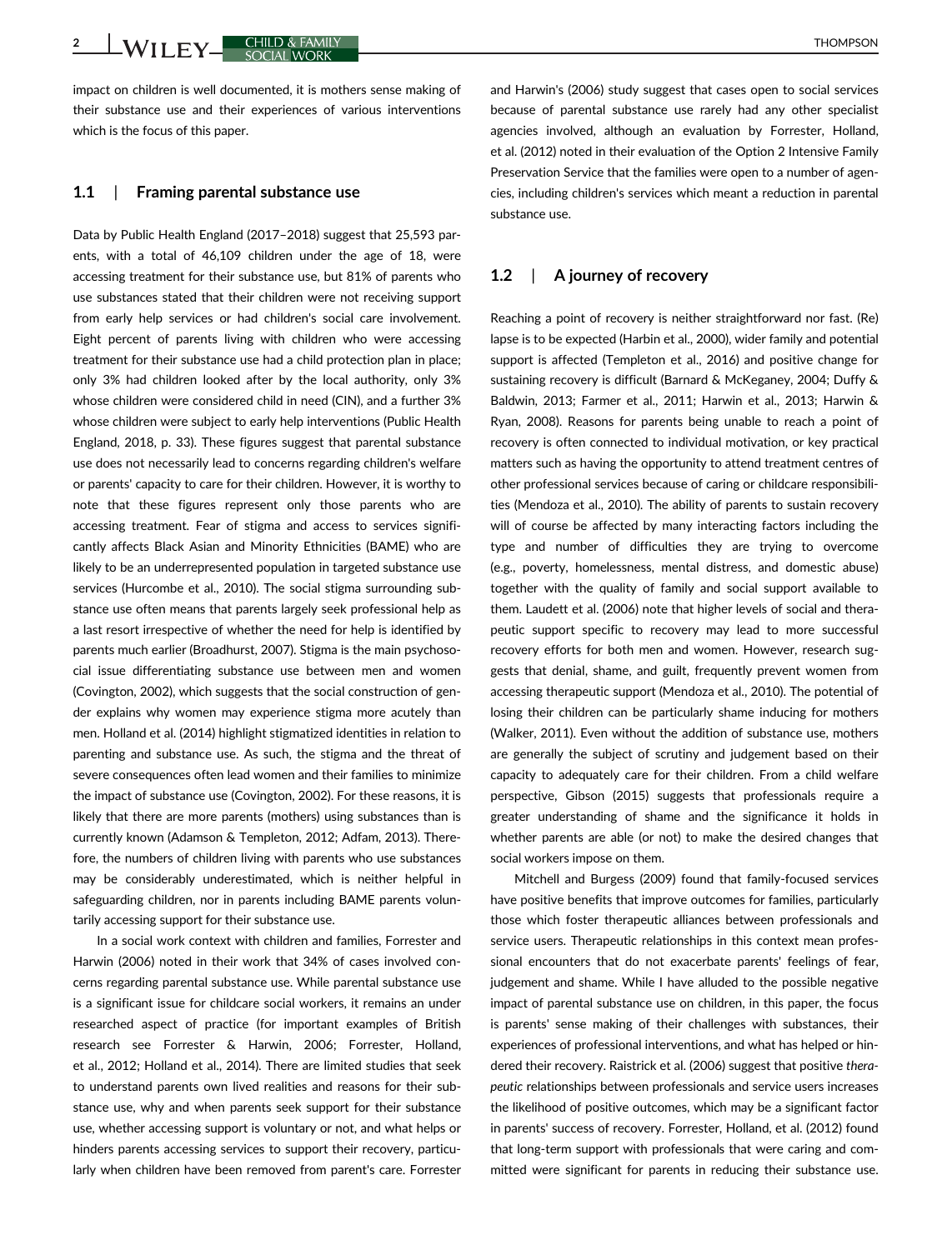impact on children is well documented, it is mothers sense making of their substance use and their experiences of various interventions which is the focus of this paper.

## 1.1 | Framing parental substance use

Data by Public Health England (2017–2018) suggest that 25,593 parents, with a total of 46,109 children under the age of 18, were accessing treatment for their substance use, but 81% of parents who use substances stated that their children were not receiving support from early help services or had children's social care involvement. Eight percent of parents living with children who were accessing treatment for their substance use had a child protection plan in place; only 3% had children looked after by the local authority, only 3% whose children were considered child in need (CIN), and a further 3% whose children were subject to early help interventions (Public Health England, 2018, p. 33). These figures suggest that parental substance use does not necessarily lead to concerns regarding children's welfare or parents' capacity to care for their children. However, it is worthy to note that these figures represent only those parents who are accessing treatment. Fear of stigma and access to services significantly affects Black Asian and Minority Ethnicities (BAME) who are likely to be an underrepresented population in targeted substance use services (Hurcombe et al., 2010). The social stigma surrounding substance use often means that parents largely seek professional help as a last resort irrespective of whether the need for help is identified by parents much earlier (Broadhurst, 2007). Stigma is the main psychosocial issue differentiating substance use between men and women (Covington, 2002), which suggests that the social construction of gender explains why women may experience stigma more acutely than men. Holland et al. (2014) highlight stigmatized identities in relation to parenting and substance use. As such, the stigma and the threat of severe consequences often lead women and their families to minimize the impact of substance use (Covington, 2002). For these reasons, it is likely that there are more parents (mothers) using substances than is currently known (Adamson & Templeton, 2012; Adfam, 2013). Therefore, the numbers of children living with parents who use substances may be considerably underestimated, which is neither helpful in safeguarding children, nor in parents including BAME parents voluntarily accessing support for their substance use.

In a social work context with children and families, Forrester and Harwin (2006) noted in their work that 34% of cases involved concerns regarding parental substance use. While parental substance use is a significant issue for childcare social workers, it remains an under researched aspect of practice (for important examples of British research see Forrester & Harwin, 2006; Forrester, Holland, et al., 2012; Holland et al., 2014). There are limited studies that seek to understand parents own lived realities and reasons for their substance use, why and when parents seek support for their substance use, whether accessing support is voluntary or not, and what helps or hinders parents accessing services to support their recovery, particularly when children have been removed from parent's care. Forrester and Harwin's (2006) study suggest that cases open to social services because of parental substance use rarely had any other specialist agencies involved, although an evaluation by Forrester, Holland, et al. (2012) noted in their evaluation of the Option 2 Intensive Family Preservation Service that the families were open to a number of agencies, including children's services which meant a reduction in parental substance use.

## 1.2 | A journey of recovery

Reaching a point of recovery is neither straightforward nor fast. (Re) lapse is to be expected (Harbin et al., 2000), wider family and potential support is affected (Templeton et al., 2016) and positive change for sustaining recovery is difficult (Barnard & McKeganey, 2004; Duffy & Baldwin, 2013; Farmer et al., 2011; Harwin et al., 2013; Harwin & Ryan, 2008). Reasons for parents being unable to reach a point of recovery is often connected to individual motivation, or key practical matters such as having the opportunity to attend treatment centres of other professional services because of caring or childcare responsibilities (Mendoza et al., 2010). The ability of parents to sustain recovery will of course be affected by many interacting factors including the type and number of difficulties they are trying to overcome (e.g., poverty, homelessness, mental distress, and domestic abuse) together with the quality of family and social support available to them. Laudett et al. (2006) note that higher levels of social and therapeutic support specific to recovery may lead to more successful recovery efforts for both men and women. However, research suggests that denial, shame, and guilt, frequently prevent women from accessing therapeutic support (Mendoza et al., 2010). The potential of losing their children can be particularly shame inducing for mothers (Walker, 2011). Even without the addition of substance use, mothers are generally the subject of scrutiny and judgement based on their capacity to adequately care for their children. From a child welfare perspective, Gibson (2015) suggests that professionals require a greater understanding of shame and the significance it holds in whether parents are able (or not) to make the desired changes that social workers impose on them.

Mitchell and Burgess (2009) found that family-focused services have positive benefits that improve outcomes for families, particularly those which foster therapeutic alliances between professionals and service users. Therapeutic relationships in this context mean professional encounters that do not exacerbate parents' feelings of fear, judgement and shame. While I have alluded to the possible negative impact of parental substance use on children, in this paper, the focus is parents' sense making of their challenges with substances, their experiences of professional interventions, and what has helped or hindered their recovery. Raistrick et al. (2006) suggest that positive *therapeutic* relationships between professionals and service users increases the likelihood of positive outcomes, which may be a significant factor in parents' success of recovery. Forrester, Holland, et al. (2012) found that long-term support with professionals that were caring and committed were significant for parents in reducing their substance use.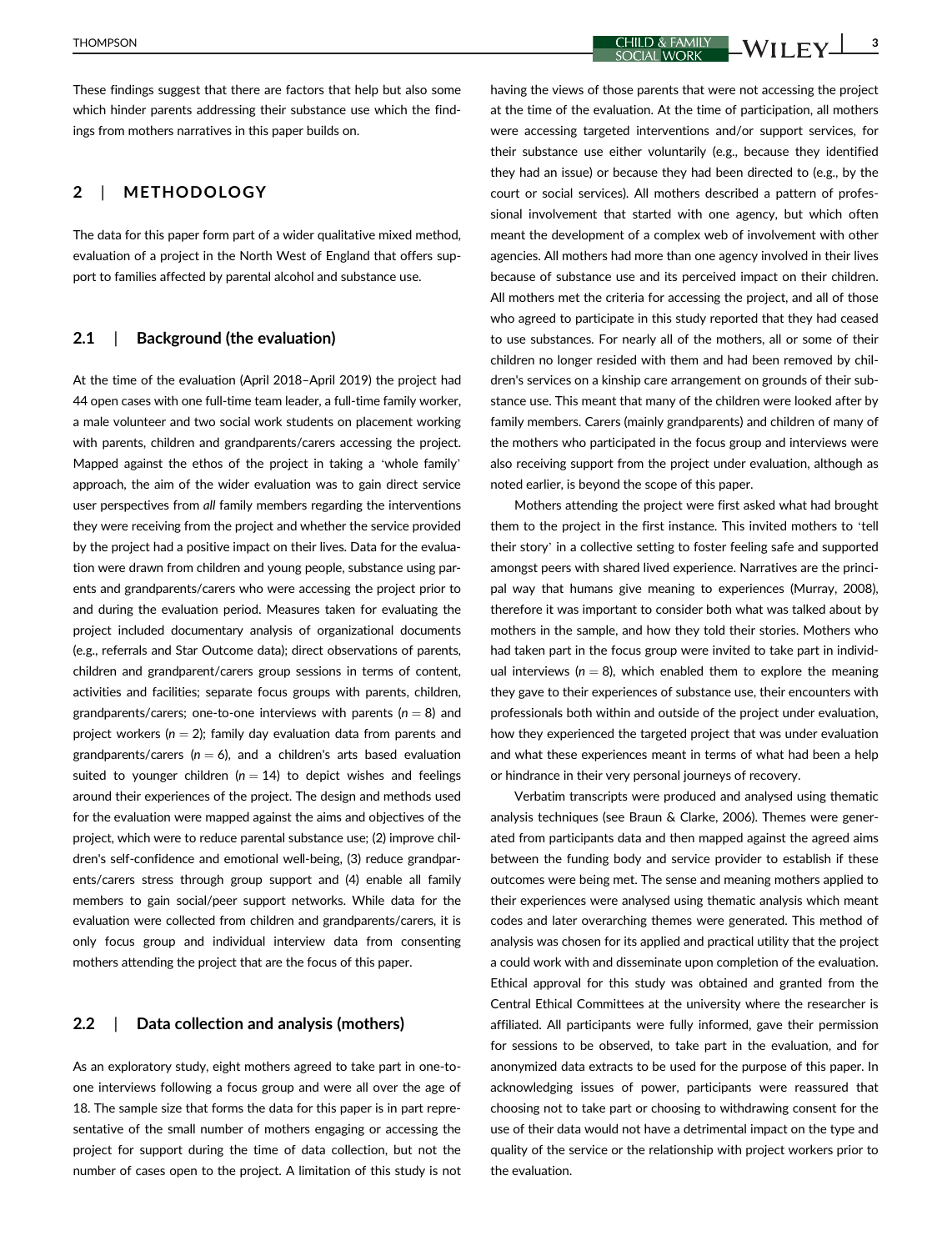These findings suggest that there are factors that help but also some which hinder parents addressing their substance use which the findings from mothers narratives in this paper builds on.

## 2 | METHODOLOGY

The data for this paper form part of a wider qualitative mixed method, evaluation of a project in the North West of England that offers support to families affected by parental alcohol and substance use.

### 2.1 | Background (the evaluation)

At the time of the evaluation (April 2018–April 2019) the project had 44 open cases with one full-time team leader, a full-time family worker, a male volunteer and two social work students on placement working with parents, children and grandparents/carers accessing the project. Mapped against the ethos of the project in taking a 'whole family' approach, the aim of the wider evaluation was to gain direct service user perspectives from *all* family members regarding the interventions they were receiving from the project and whether the service provided by the project had a positive impact on their lives. Data for the evaluation were drawn from children and young people, substance using parents and grandparents/carers who were accessing the project prior to and during the evaluation period. Measures taken for evaluating the project included documentary analysis of organizational documents (e.g., referrals and Star Outcome data); direct observations of parents, children and grandparent/carers group sessions in terms of content, activities and facilities; separate focus groups with parents, children, grandparents/carers; one-to-one interviews with parents ($n = 8$) and project workers ($n = 2$); family day evaluation data from parents and grandparents/carers ($n = 6$), and a children's arts based evaluation suited to younger children ($n = 14$) to depict wishes and feelings around their experiences of the project. The design and methods used for the evaluation were mapped against the aims and objectives of the project, which were to reduce parental substance use; (2) improve children's self-confidence and emotional well-being, (3) reduce grandparents/carers stress through group support and (4) enable all family members to gain social/peer support networks. While data for the evaluation were collected from children and grandparents/carers, it is only focus group and individual interview data from consenting mothers attending the project that are the focus of this paper.

### 2.2 | Data collection and analysis (mothers)

As an exploratory study, eight mothers agreed to take part in one-to-one interviews following a focus group and were all over the age of 18. The sample size that forms the data for this paper is in part representative of the small number of mothers engaging or accessing the project for support during the time of data collection, but not the number of cases open to the project. A limitation of this study is not having the views of those parents that were not accessing the project at the time of the evaluation. At the time of participation, all mothers were accessing targeted interventions and/or support services, for their substance use either voluntarily (e.g., because they identified they had an issue) or because they had been directed to (e.g., by the court or social services). All mothers described a pattern of professional involvement that started with one agency, but which often meant the development of a complex web of involvement with other agencies. All mothers had more than one agency involved in their lives because of substance use and its perceived impact on their children. All mothers met the criteria for accessing the project, and all of those who agreed to participate in this study reported that they had ceased to use substances. For nearly all of the mothers, all or some of their children no longer resided with them and had been removed by children's services on a kinship care arrangement on grounds of their substance use. This meant that many of the children were looked after by family members. Carers (mainly grandparents) and children of many of the mothers who participated in the focus group and interviews were also receiving support from the project under evaluation, although as noted earlier, is beyond the scope of this paper.

Mothers attending the project were first asked what had brought them to the project in the first instance. This invited mothers to 'tell their story' in a collective setting to foster feeling safe and supported amongst peers with shared lived experience. Narratives are the principal way that humans give meaning to experiences (Murray, 2008), therefore it was important to consider both what was talked about by mothers in the sample, and how they told their stories. Mothers who had taken part in the focus group were invited to take part in individual interviews ($n = 8$), which enabled them to explore the meaning they gave to their experiences of substance use, their encounters with professionals both within and outside of the project under evaluation, how they experienced the targeted project that was under evaluation and what these experiences meant in terms of what had been a help or hindrance in their very personal journeys of recovery.

Verbatim transcripts were produced and analysed using thematic analysis techniques (see Braun & Clarke, 2006). Themes were generated from participants data and then mapped against the agreed aims between the funding body and service provider to establish if these outcomes were being met. The sense and meaning mothers applied to their experiences were analysed using thematic analysis which meant codes and later overarching themes were generated. This method of analysis was chosen for its applied and practical utility that the project a could work with and disseminate upon completion of the evaluation. Ethical approval for this study was obtained and granted from the Central Ethical Committees at the university where the researcher is affiliated. All participants were fully informed, gave their permission for sessions to be observed, to take part in the evaluation, and for anonymized data extracts to be used for the purpose of this paper. In acknowledging issues of power, participants were reassured that choosing not to take part or choosing to withdrawing consent for the use of their data would not have a detrimental impact on the type and quality of the service or the relationship with project workers prior to the evaluation.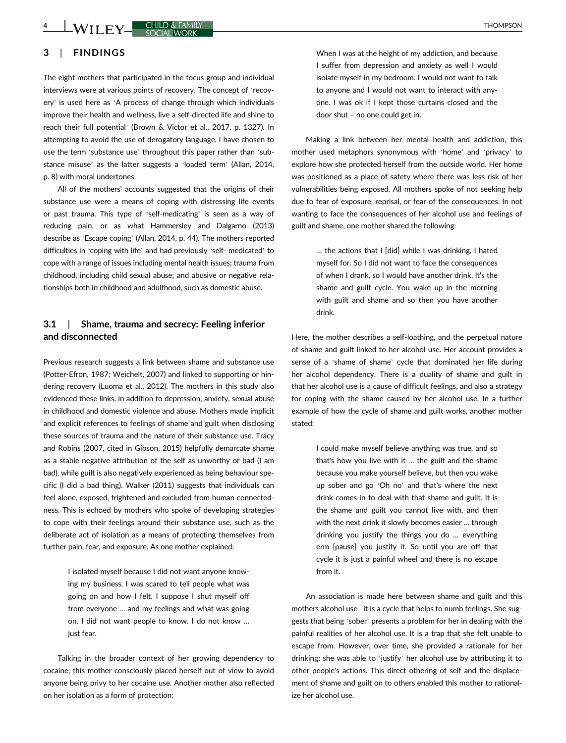## 3 | FINDINGS

The eight mothers that participated in the focus group and individual interviews were at various points of recovery. The concept of 'recovery' is used here as 'A process of change through which individuals improve their health and wellness, live a self-directed life and shine to reach their full potential' (Brown & Victor et al., 2017, p. 1327). In attempting to avoid the use of derogatory language, I have chosen to use the term 'substance use' throughout this paper rather than 'substance misuse' as the latter suggests a 'loaded term' (Allan, 2014, p. 8) with moral undertones.

All of the mothers' accounts suggested that the origins of their substance use were a means of coping with distressing life events or past trauma. This type of 'self-medicating' is seen as a way of reducing pain, or as what Hammersley and Dalgarno (2013) describe as 'Escape coping' (Allan, 2014, p. 44). The mothers reported difficulties in 'coping with life' and had previously 'self- medicated' to cope with a range of issues including mental health issues; trauma from childhood, including child sexual abuse; and abusive or negative relationships both in childhood and adulthood, such as domestic abuse.

### 3.1 | Shame, trauma and secrecy: Feeling inferior and disconnected

Previous research suggests a link between shame and substance use (Potter-Efron, 1987; Weichelt, 2007) and linked to supporting or hindering recovery (Luoma et al., 2012). The mothers in this study also evidenced these links, in addition to depression, anxiety, sexual abuse in childhood and domestic violence and abuse. Mothers made implicit and explicit references to feelings of shame and guilt when disclosing these sources of trauma and the nature of their substance use. Tracy and Robins (2007, cited in Gibson, 2015) helpfully demarcate shame as a stable negative attribution of the self as unworthy or bad (I am bad), while guilt is also negatively experienced as being behaviour specific (I did a bad thing). Walker (2011) suggests that individuals can feel alone, exposed, frightened and excluded from human connectedness. This is echoed by mothers who spoke of developing strategies to cope with their feelings around their substance use, such as the deliberate act of isolation as a means of protecting themselves from further pain, fear, and exposure. As one mother explained:

> I isolated myself because I did not want anyone knowing my business. I was scared to tell people what was going on and how I felt. I suppose I shut myself off from everyone … and my feelings and what was going on. I did not want people to know. I do not know … just fear.

Talking in the broader context of her growing dependency to cocaine, this mother consciously placed herself out of view to avoid anyone being privy to her cocaine use. Another mother also reflected on her isolation as a form of protection:

> When I was at the height of my addiction, and because I suffer from depression and anxiety as well I would isolate myself in my bedroom. I would not want to talk to anyone and I would not want to interact with anyone. I was ok if I kept those curtains closed and the door shut – no one could get in.

Making a link between her mental health and addiction, this mother used metaphors synonymous with 'home' and 'privacy' to explore how she protected herself from the outside world. Her home was positioned as a place of safety where there was less risk of her vulnerabilities being exposed. All mothers spoke of not seeking help due to fear of exposure, reprisal, or fear of the consequences. In not wanting to face the consequences of her alcohol use and feelings of guilt and shame, one mother shared the following:

> … the actions that I [did] while I was drinking, I hated myself for. So I did not want to face the consequences of when I drank, so I would have another drink. It's the shame and guilt cycle. You wake up in the morning with guilt and shame and so then you have another drink.

Here, the mother describes a self-loathing, and the perpetual nature of shame and guilt linked to her alcohol use. Her account provides a sense of a 'shame of shame' cycle that dominated her life during her alcohol dependency. There is a duality of shame and guilt in that her alcohol use is a cause of difficult feelings, and also a strategy for coping with the shame caused by her alcohol use. In a further example of how the cycle of shame and guilt works, another mother stated:

> I could make myself believe anything was true, and so that's how you live with it … the guilt and the shame because you make yourself believe, but then you wake up sober and go 'Oh no' and that's where the next drink comes in to deal with that shame and guilt. It is the shame and guilt you cannot live with, and then with the next drink it slowly becomes easier … through drinking you justify the things you do … everything erm [pause] you justify it. So until you are off that cycle it is just a painful wheel and there is no escape from it.

An association is made here between shame and guilt and this mothers alcohol use—it is a cycle that helps to numb feelings. She suggests that being 'sober' presents a problem for her in dealing with the painful realities of her alcohol use. It is a trap that she felt unable to escape from. However, over time, she provided a rationale for her drinking; she was able to 'justify' her alcohol use by attributing it to other people's actions. This direct othering of self and the displacement of shame and guilt on to others enabled this mother to rationalize her alcohol use.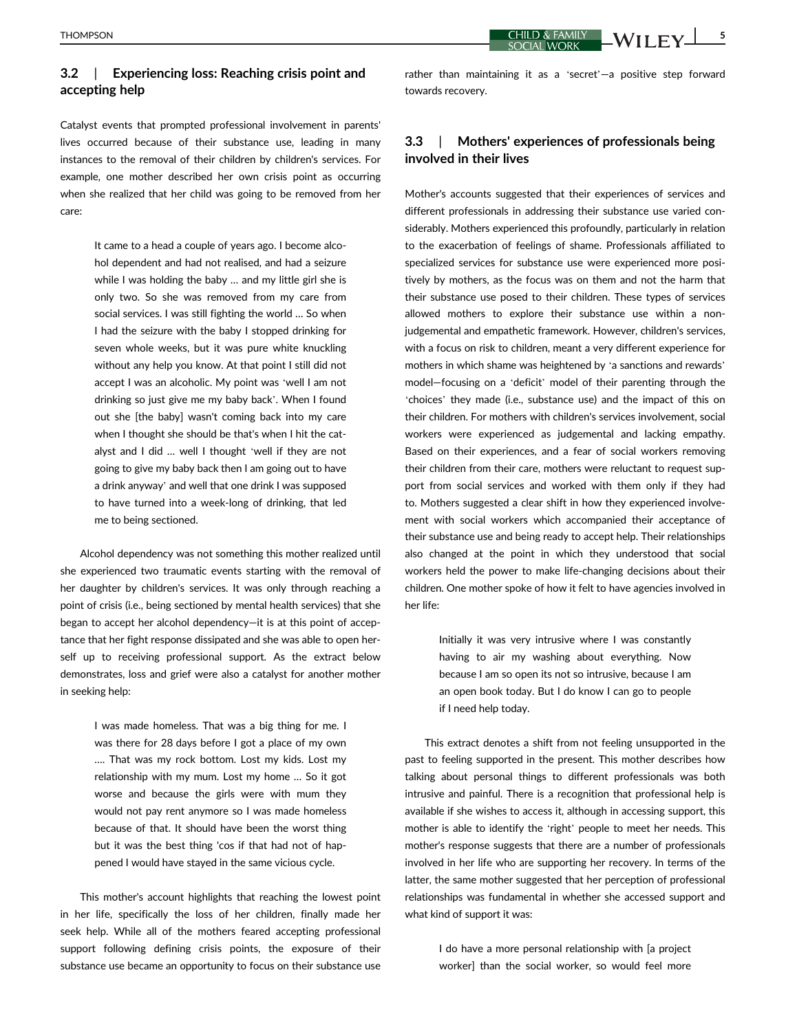### 3.2 | Experiencing loss: Reaching crisis point and accepting help

Catalyst events that prompted professional involvement in parents' lives occurred because of their substance use, leading in many instances to the removal of their children by children's services. For example, one mother described her own crisis point as occurring when she realized that her child was going to be removed from her care:

> It came to a head a couple of years ago. I become alcohol dependent and had not realised, and had a seizure while I was holding the baby … and my little girl she is only two. So she was removed from my care from social services. I was still fighting the world … So when I had the seizure with the baby I stopped drinking for seven whole weeks, but it was pure white knuckling without any help you know. At that point I still did not accept I was an alcoholic. My point was 'well I am not drinking so just give me my baby back'. When I found out she [the baby] wasn't coming back into my care when I thought she should be that's when I hit the catalyst and I did … well I thought 'well if they are not going to give my baby back then I am going out to have a drink anyway' and well that one drink I was supposed to have turned into a week-long of drinking, that led me to being sectioned.

Alcohol dependency was not something this mother realized until she experienced two traumatic events starting with the removal of her daughter by children's services. It was only through reaching a point of crisis (i.e., being sectioned by mental health services) that she began to accept her alcohol dependency—it is at this point of acceptance that her fight response dissipated and she was able to open herself up to receiving professional support. As the extract below demonstrates, loss and grief were also a catalyst for another mother in seeking help:

> I was made homeless. That was a big thing for me. I was there for 28 days before I got a place of my own …. That was my rock bottom. Lost my kids. Lost my relationship with my mum. Lost my home … So it got worse and because the girls were with mum they would not pay rent anymore so I was made homeless because of that. It should have been the worst thing but it was the best thing 'cos if that had not of happened I would have stayed in the same vicious cycle.

This mother's account highlights that reaching the lowest point in her life, specifically the loss of her children, finally made her seek help. While all of the mothers feared accepting professional support following defining crisis points, the exposure of their substance use became an opportunity to focus on their substance use rather than maintaining it as a 'secret'—a positive step forward towards recovery.

### 3.3 | Mothers' experiences of professionals being involved in their lives

Mother's accounts suggested that their experiences of services and different professionals in addressing their substance use varied considerably. Mothers experienced this profoundly, particularly in relation to the exacerbation of feelings of shame. Professionals affiliated to specialized services for substance use were experienced more positively by mothers, as the focus was on them and not the harm that their substance use posed to their children. These types of services allowed mothers to explore their substance use within a non-judgemental and empathetic framework. However, children's services, with a focus on risk to children, meant a very different experience for mothers in which shame was heightened by 'a sanctions and rewards' model—focusing on a 'deficit' model of their parenting through the 'choices' they made (i.e., substance use) and the impact of this on their children. For mothers with children's services involvement, social workers were experienced as judgemental and lacking empathy. Based on their experiences, and a fear of social workers removing their children from their care, mothers were reluctant to request support from social services and worked with them only if they had to. Mothers suggested a clear shift in how they experienced involvement with social workers which accompanied their acceptance of their substance use and being ready to accept help. Their relationships also changed at the point in which they understood that social workers held the power to make life-changing decisions about their children. One mother spoke of how it felt to have agencies involved in her life:

> Initially it was very intrusive where I was constantly having to air my washing about everything. Now because I am so open its not so intrusive, because I am an open book today. But I do know I can go to people if I need help today.

This extract denotes a shift from not feeling unsupported in the past to feeling supported in the present. This mother describes how talking about personal things to different professionals was both intrusive and painful. There is a recognition that professional help is available if she wishes to access it, although in accessing support, this mother is able to identify the 'right' people to meet her needs. This mother's response suggests that there are a number of professionals involved in her life who are supporting her recovery. In terms of the latter, the same mother suggested that her perception of professional relationships was fundamental in whether she accessed support and what kind of support it was:

> I do have a more personal relationship with [a project worker] than the social worker, so would feel more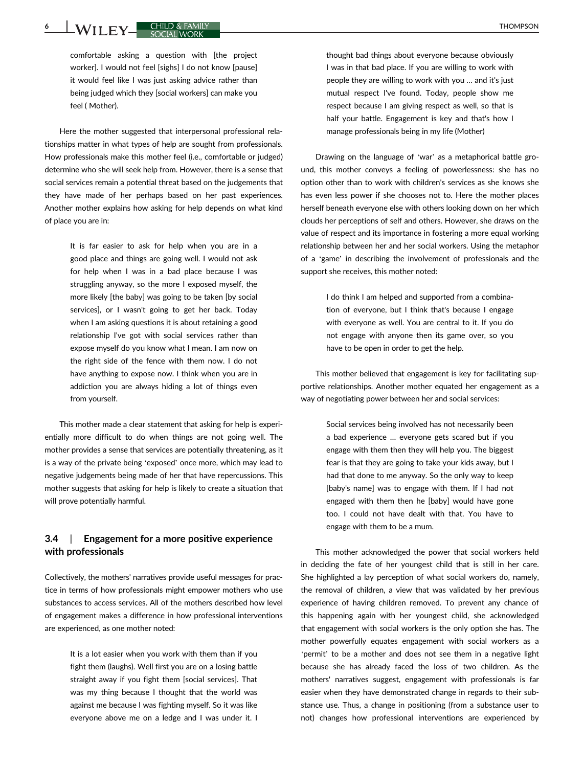comfortable asking a question with [the project worker]. I would not feel [sighs] I do not know [pause] it would feel like I was just asking advice rather than being judged which they [social workers] can make you feel ( Mother).

Here the mother suggested that interpersonal professional relationships matter in what types of help are sought from professionals. How professionals make this mother feel (i.e., comfortable or judged) determine who she will seek help from. However, there is a sense that social services remain a potential threat based on the judgements that they have made of her perhaps based on her past experiences. Another mother explains how asking for help depends on what kind of place you are in:

> It is far easier to ask for help when you are in a good place and things are going well. I would not ask for help when I was in a bad place because I was struggling anyway, so the more I exposed myself, the more likely [the baby] was going to be taken [by social services], or I wasn't going to get her back. Today when I am asking questions it is about retaining a good relationship I've got with social services rather than expose myself do you know what I mean. I am now on the right side of the fence with them now. I do not have anything to expose now. I think when you are in addiction you are always hiding a lot of things even from yourself.

This mother made a clear statement that asking for help is experientially more difficult to do when things are not going well. The mother provides a sense that services are potentially threatening, as it is a way of the private being 'exposed' once more, which may lead to negative judgements being made of her that have repercussions. This mother suggests that asking for help is likely to create a situation that will prove potentially harmful.

### 3.4 | Engagement for a more positive experience with professionals

Collectively, the mothers' narratives provide useful messages for practice in terms of how professionals might empower mothers who use substances to access services. All of the mothers described how level of engagement makes a difference in how professional interventions are experienced, as one mother noted:

> It is a lot easier when you work with them than if you fight them (laughs). Well first you are on a losing battle straight away if you fight them [social services]. That was my thing because I thought that the world was against me because I was fighting myself. So it was like everyone above me on a ledge and I was under it. I thought bad things about everyone because obviously I was in that bad place. If you are willing to work with people they are willing to work with you … and it's just mutual respect I've found. Today, people show me respect because I am giving respect as well, so that is half your battle. Engagement is key and that's how I manage professionals being in my life (Mother)

Drawing on the language of 'war' as a metaphorical battle ground, this mother conveys a feeling of powerlessness: she has no option other than to work with children's services as she knows she has even less power if she chooses not to. Here the mother places herself beneath everyone else with others looking down on her which clouds her perceptions of self and others. However, she draws on the value of respect and its importance in fostering a more equal working relationship between her and her social workers. Using the metaphor of a 'game' in describing the involvement of professionals and the support she receives, this mother noted:

> I do think I am helped and supported from a combination of everyone, but I think that's because I engage with everyone as well. You are central to it. If you do not engage with anyone then its game over, so you have to be open in order to get the help.

This mother believed that engagement is key for facilitating supportive relationships. Another mother equated her engagement as a way of negotiating power between her and social services:

> Social services being involved has not necessarily been a bad experience … everyone gets scared but if you engage with them then they will help you. The biggest fear is that they are going to take your kids away, but I had that done to me anyway. So the only way to keep [baby's name] was to engage with them. If I had not engaged with them then he [baby] would have gone too. I could not have dealt with that. You have to engage with them to be a mum.

This mother acknowledged the power that social workers held in deciding the fate of her youngest child that is still in her care. She highlighted a lay perception of what social workers do, namely, the removal of children, a view that was validated by her previous experience of having children removed. To prevent any chance of this happening again with her youngest child, she acknowledged that engagement with social workers is the only option she has. The mother powerfully equates engagement with social workers as a 'permit' to be a mother and does not see them in a negative light because she has already faced the loss of two children. As the mothers' narratives suggest, engagement with professionals is far easier when they have demonstrated change in regards to their substance use. Thus, a change in positioning (from a substance user to not) changes how professional interventions are experienced by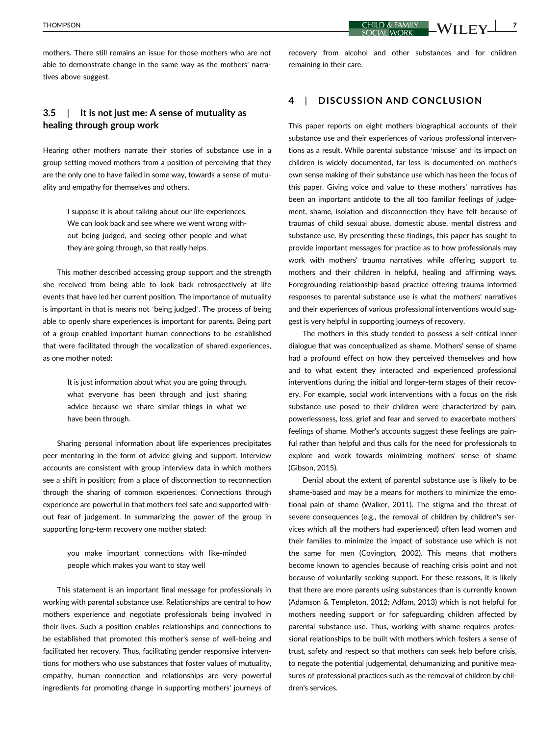mothers. There still remains an issue for those mothers who are not able to demonstrate change in the same way as the mothers' narratives above suggest.

### 3.5 | It is not just me: A sense of mutuality as healing through group work

Hearing other mothers narrate their stories of substance use in a group setting moved mothers from a position of perceiving that they are the only one to have failed in some way, towards a sense of mutuality and empathy for themselves and others.

> I suppose it is about talking about our life experiences. We can look back and see where we went wrong without being judged, and seeing other people and what they are going through, so that really helps.

This mother described accessing group support and the strength she received from being able to look back retrospectively at life events that have led her current position. The importance of mutuality is important in that is means not 'being judged'. The process of being able to openly share experiences is important for parents. Being part of a group enabled important human connections to be established that were facilitated through the vocalization of shared experiences, as one mother noted:

> It is just information about what you are going through, what everyone has been through and just sharing advice because we share similar things in what we have been through.

Sharing personal information about life experiences precipitates peer mentoring in the form of advice giving and support. Interview accounts are consistent with group interview data in which mothers see a shift in position; from a place of disconnection to reconnection through the sharing of common experiences. Connections through experience are powerful in that mothers feel safe and supported without fear of judgement. In summarizing the power of the group in supporting long-term recovery one mother stated:

> you make important connections with like-minded people which makes you want to stay well

This statement is an important final message for professionals in working with parental substance use. Relationships are central to how mothers experience and negotiate professionals being involved in their lives. Such a position enables relationships and connections to be established that promoted this mother's sense of well-being and facilitated her recovery. Thus, facilitating gender responsive interventions for mothers who use substances that foster values of mutuality, empathy, human connection and relationships are very powerful ingredients for promoting change in supporting mothers' journeys of recovery from alcohol and other substances and for children remaining in their care.

## 4 | DISCUSSION AND CONCLUSION

This paper reports on eight mothers biographical accounts of their substance use and their experiences of various professional interventions as a result. While parental substance 'misuse' and its impact on children is widely documented, far less is documented on mother's own sense making of their substance use which has been the focus of this paper. Giving voice and value to these mothers' narratives has been an important antidote to the all too familiar feelings of judgement, shame, isolation and disconnection they have felt because of traumas of child sexual abuse, domestic abuse, mental distress and substance use. By presenting these findings, this paper has sought to provide important messages for practice as to how professionals may work with mothers' trauma narratives while offering support to mothers and their children in helpful, healing and affirming ways. Foregrounding relationship-based practice offering trauma informed responses to parental substance use is what the mothers' narratives and their experiences of various professional interventions would suggest is very helpful in supporting journeys of recovery.

The mothers in this study tended to possess a self-critical inner dialogue that was conceptualized as shame. Mothers' sense of shame had a profound effect on how they perceived themselves and how and to what extent they interacted and experienced professional interventions during the initial and longer-term stages of their recovery. For example, social work interventions with a focus on the risk substance use posed to their children were characterized by pain, powerlessness, loss, grief and fear and served to exacerbate mothers' feelings of shame. Mother's accounts suggest these feelings are painful rather than helpful and thus calls for the need for professionals to explore and work towards minimizing mothers' sense of shame (Gibson, 2015).

Denial about the extent of parental substance use is likely to be shame-based and may be a means for mothers to minimize the emotional pain of shame (Walker, 2011). The stigma and the threat of severe consequences (e.g., the removal of children by children's services which all the mothers had experienced) often lead women and their families to minimize the impact of substance use which is not the same for men (Covington, 2002). This means that mothers become known to agencies because of reaching crisis point and not because of voluntarily seeking support. For these reasons, it is likely that there are more parents using substances than is currently known (Adamson & Templeton, 2012; Adfam, 2013) which is not helpful for mothers needing support or for safeguarding children affected by parental substance use. Thus, working with shame requires professional relationships to be built with mothers which fosters a sense of trust, safety and respect so that mothers can seek help before crisis, to negate the potential judgemental, dehumanizing and punitive measures of professional practices such as the removal of children by children's services.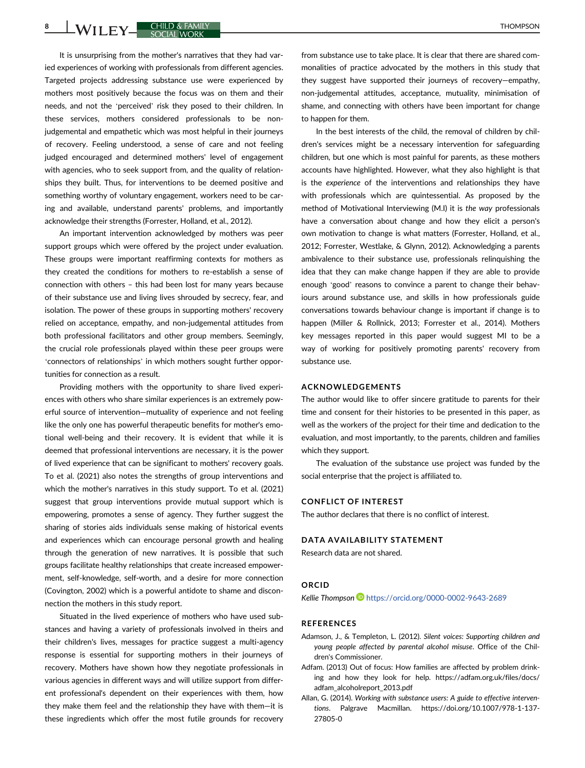It is unsurprising from the mother's narratives that they had varied experiences of working with professionals from different agencies. Targeted projects addressing substance use were experienced by mothers most positively because the focus was on them and their needs, and not the 'perceived' risk they posed to their children. In these services, mothers considered professionals to be non-judgemental and empathetic which was most helpful in their journeys of recovery. Feeling understood, a sense of care and not feeling judged encouraged and determined mothers' level of engagement with agencies, who to seek support from, and the quality of relationships they built. Thus, for interventions to be deemed positive and something worthy of voluntary engagement, workers need to be caring and available, understand parents' problems, and importantly acknowledge their strengths (Forrester, Holland, et al., 2012).

An important intervention acknowledged by mothers was peer support groups which were offered by the project under evaluation. These groups were important reaffirming contexts for mothers as they created the conditions for mothers to re-establish a sense of connection with others – this had been lost for many years because of their substance use and living lives shrouded by secrecy, fear, and isolation. The power of these groups in supporting mothers' recovery relied on acceptance, empathy, and non-judgemental attitudes from both professional facilitators and other group members. Seemingly, the crucial role professionals played within these peer groups were 'connectors of relationships' in which mothers sought further opportunities for connection as a result.

Providing mothers with the opportunity to share lived experiences with others who share similar experiences is an extremely powerful source of intervention—mutuality of experience and not feeling like the only one has powerful therapeutic benefits for mother's emotional well-being and their recovery. It is evident that while it is deemed that professional interventions are necessary, it is the power of lived experience that can be significant to mothers' recovery goals. To et al. (2021) also notes the strengths of group interventions and which the mother's narratives in this study support. To et al. (2021) suggest that group interventions provide mutual support which is empowering, promotes a sense of agency. They further suggest the sharing of stories aids individuals sense making of historical events and experiences which can encourage personal growth and healing through the generation of new narratives. It is possible that such groups facilitate healthy relationships that create increased empowerment, self-knowledge, self-worth, and a desire for more connection (Covington, 2002) which is a powerful antidote to shame and disconnection the mothers in this study report.

Situated in the lived experience of mothers who have used substances and having a variety of professionals involved in theirs and their children's lives, messages for practice suggest a multi-agency response is essential for supporting mothers in their journeys of recovery. Mothers have shown how they negotiate professionals in various agencies in different ways and will utilize support from different professional's dependent on their experiences with them, how they make them feel and the relationship they have with them—it is these ingredients which offer the most futile grounds for recovery from substance use to take place. It is clear that there are shared commonalities of practice advocated by the mothers in this study that they suggest have supported their journeys of recovery—empathy, non-judgemental attitudes, acceptance, mutuality, minimisation of shame, and connecting with others have been important for change to happen for them.

In the best interests of the child, the removal of children by children's services might be a necessary intervention for safeguarding children, but one which is most painful for parents, as these mothers accounts have highlighted. However, what they also highlight is that is the *experience* of the interventions and relationships they have with professionals which are quintessential. As proposed by the method of Motivational Interviewing (M.I) it is *the way* professionals have a conversation about change and how they elicit a person's own motivation to change is what matters (Forrester, Holland, et al., 2012; Forrester, Westlake, & Glynn, 2012). Acknowledging a parents ambivalence to their substance use, professionals relinquishing the idea that they can make change happen if they are able to provide enough 'good' reasons to convince a parent to change their behaviours around substance use, and skills in how professionals guide conversations towards behaviour change is important if change is to happen (Miller & Rollnick, 2013; Forrester et al., 2014). Mothers key messages reported in this paper would suggest MI to be a way of working for positively promoting parents' recovery from substance use.

## ACKNOWLEDGEMENTS

The author would like to offer sincere gratitude to parents for their time and consent for their histories to be presented in this paper, as well as the workers of the project for their time and dedication to the evaluation, and most importantly, to the parents, children and families which they support.

The evaluation of the substance use project was funded by the social enterprise that the project is affiliated to.

## CONFLICT OF INTEREST

The author declares that there is no conflict of interest.

## DATA AVAILABILITY STATEMENT

Research data are not shared.

## ORCID

*Kellie Thompson* https://orcid.org/0000-0002-9643-2689

## REFERENCES

Adamson, J., & Templeton, L. (2012). *Silent voices: Supporting children and young people affected by parental alcohol misuse*. Office of the Children's Commissioner.

Adfam. (2013) Out of focus: How families are affected by problem drinking and how they look for help. https://adfam.org.uk/files/docs/adfam_alcoholreport_2013.pdf

Allan, G. (2014). *Working with substance users: A guide to effective interventions*. Palgrave Macmillan. https://doi.org/10.1007/978-1-137-27805-0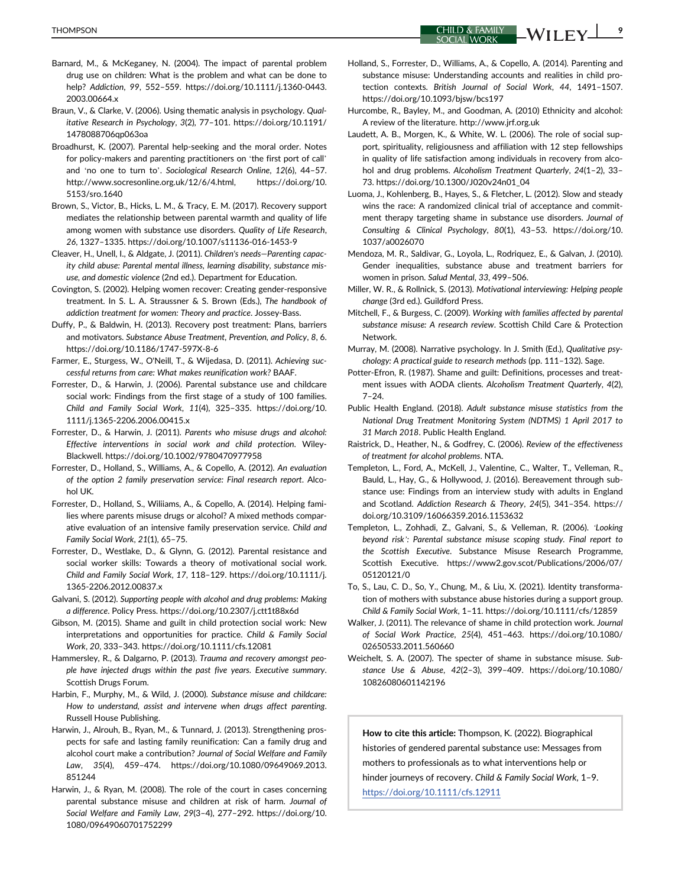Barnard, M., & McKeganey, N. (2004). The impact of parental problem drug use on children: What is the problem and what can be done to help? *Addiction*, *99*, 552–559. https://doi.org/10.1111/j.1360-0443.2003.00664.x

Braun, V., & Clarke, V. (2006). Using thematic analysis in psychology. *Qualitative Research in Psychology*, *3*(2), 77–101. https://doi.org/10.1191/1478088706qp063oa

Broadhurst, K. (2007). Parental help-seeking and the moral order. Notes for policy-makers and parenting practitioners on 'the first port of call' and 'no one to turn to'. *Sociological Research Online*, *12*(6), 44–57. http://www.socresonline.org.uk/12/6/4.html, https://doi.org/10.5153/sro.1640

Brown, S., Victor, B., Hicks, L. M., & Tracy, E. M. (2017). Recovery support mediates the relationship between parental warmth and quality of life among women with substance use disorders. *Quality of Life Research*, *26*, 1327–1335. https://doi.org/10.1007/s11136-016-1453-9

Cleaver, H., Unell, I., & Aldgate, J. (2011). *Children's needs—Parenting capacity child abuse: Parental mental illness, learning disability, substance misuse, and domestic violence* (2nd ed.). Department for Education.

Covington, S. (2002). Helping women recover: Creating gender-responsive treatment. In S. L. A. Straussner & S. Brown (Eds.), *The handbook of addiction treatment for women: Theory and practice*. Jossey-Bass.

Duffy, P., & Baldwin, H. (2013). Recovery post treatment: Plans, barriers and motivators. *Substance Abuse Treatment, Prevention, and Policy*, *8*, 6. https://doi.org/10.1186/1747-597X-8-6

Farmer, E., Sturgess, W., O'Neill, T., & Wijedasa, D. (2011). *Achieving successful returns from care: What makes reunification work?* BAAF.

Forrester, D., & Harwin, J. (2006). Parental substance use and childcare social work: Findings from the first stage of a study of 100 families. *Child and Family Social Work*, *11*(4), 325–335. https://doi.org/10.1111/j.1365-2206.2006.00415.x

Forrester, D., & Harwin, J. (2011). *Parents who misuse drugs and alcohol: Effective interventions in social work and child protection*. Wiley-Blackwell. https://doi.org/10.1002/9780470977958

Forrester, D., Holland, S., Williams, A., & Copello, A. (2012). *An evaluation of the option 2 family preservation service: Final research report*. Alcohol UK.

Forrester, D., Holland, S., Wiliiams, A., & Copello, A. (2014). Helping families where parents misuse drugs or alcohol? A mixed methods comparative evaluation of an intensive family preservation service. *Child and Family Social Work*, *21*(1), 65–75.

Forrester, D., Westlake, D., & Glynn, G. (2012). Parental resistance and social worker skills: Towards a theory of motivational social work. *Child and Family Social Work*, *17*, 118–129. https://doi.org/10.1111/j.1365-2206.2012.00837.x

Galvani, S. (2012). *Supporting people with alcohol and drug problems: Making a difference*. Policy Press. https://doi.org/10.2307/j.ctt1t88x6d

Gibson, M. (2015). Shame and guilt in child protection social work: New interpretations and opportunities for practice. *Child & Family Social Work*, *20*, 333–343. https://doi.org/10.1111/cfs.12081

Hammersley, R., & Dalgarno, P. (2013). *Trauma and recovery amongst people have injected drugs within the past five years. Executive summary*. Scottish Drugs Forum.

Harbin, F., Murphy, M., & Wild, J. (2000). *Substance misuse and childcare: How to understand, assist and intervene when drugs affect parenting*. Russell House Publishing.

Harwin, J., Alrouh, B., Ryan, M., & Tunnard, J. (2013). Strengthening prospects for safe and lasting family reunification: Can a family drug and alcohol court make a contribution? *Journal of Social Welfare and Family Law*, *35*(4), 459–474. https://doi.org/10.1080/09649069.2013.851244

Harwin, J., & Ryan, M. (2008). The role of the court in cases concerning parental substance misuse and children at risk of harm. *Journal of Social Welfare and Family Law*, *29*(3–4), 277–292. https://doi.org/10.1080/09649060701752299

Holland, S., Forrester, D., Williams, A., & Copello, A. (2014). Parenting and substance misuse: Understanding accounts and realities in child protection contexts. *British Journal of Social Work*, *44*, 1491–1507. https://doi.org/10.1093/bjsw/bcs197

Hurcombe, R., Bayley, M., and Goodman, A. (2010) Ethnicity and alcohol: A review of the literature. http://www.jrf.org.uk

Laudett, A. B., Morgen, K., & White, W. L. (2006). The role of social support, spirituality, religiousness and affiliation with 12 step fellowships in quality of life satisfaction among individuals in recovery from alcohol and drug problems. *Alcoholism Treatment Quarterly*, *24*(1–2), 33–73. https://doi.org/10.1300/J020v24n01_04

Luoma, J., Kohlenberg, B., Hayes, S., & Fletcher, L. (2012). Slow and steady wins the race: A randomized clinical trial of acceptance and commitment therapy targeting shame in substance use disorders. *Journal of Consulting & Clinical Psychology*, *80*(1), 43–53. https://doi.org/10.1037/a0026070

Mendoza, M. R., Saldivar, G., Loyola, L., Rodriquez, E., & Galvan, J. (2010). Gender inequalities, substance abuse and treatment barriers for women in prison. *Salud Mental*, *33*, 499–506.

Miller, W. R., & Rollnick, S. (2013). *Motivational interviewing: Helping people change* (3rd ed.). Guildford Press.

Mitchell, F., & Burgess, C. (2009). *Working with families affected by parental substance misuse: A research review*. Scottish Child Care & Protection Network.

Murray, M. (2008). Narrative psychology. In J. Smith (Ed.), *Qualitative psychology: A practical guide to research methods* (pp. 111–132). Sage.

Potter-Efron, R. (1987). Shame and guilt: Definitions, processes and treatment issues with AODA clients. *Alcoholism Treatment Quarterly*, *4*(2), 7–24.

Public Health England. (2018). *Adult substance misuse statistics from the National Drug Treatment Monitoring System (NDTMS) 1 April 2017 to 31 March 2018*. Public Health England.

Raistrick, D., Heather, N., & Godfrey, C. (2006). *Review of the effectiveness of treatment for alcohol problems*. NTA.

Templeton, L., Ford, A., McKell, J., Valentine, C., Walter, T., Velleman, R., Bauld, L., Hay, G., & Hollywood, J. (2016). Bereavement through substance use: Findings from an interview study with adults in England and Scotland. *Addiction Research & Theory*, *24*(5), 341–354. https://doi.org/10.3109/16066359.2016.1153632

Templeton, L., Zohhadi, Z., Galvani, S., & Velleman, R. (2006). *'Looking beyond risk': Parental substance misuse scoping study. Final report to the Scottish Executive*. Substance Misuse Research Programme, Scottish Executive. https://www2.gov.scot/Publications/2006/07/05120121/0

To, S., Lau, C. D., So, Y., Chung, M., & Liu, X. (2021). Identity transformation of mothers with substance abuse histories during a support group. *Child & Family Social Work*, 1–11. https://doi.org/10.1111/cfs/12859

Walker, J. (2011). The relevance of shame in child protection work. *Journal of Social Work Practice*, *25*(4), 451–463. https://doi.org/10.1080/02650533.2011.560660

Weichelt, S. A. (2007). The specter of shame in substance misuse. *Substance Use & Abuse*, *42*(2–3), 399–409. https://doi.org/10.1080/10826080601142196

**How to cite this article:** Thompson, K. (2022). Biographical histories of gendered parental substance use: Messages from mothers to professionals as to what interventions help or hinder journeys of recovery. *Child & Family Social Work*, 1–9. https://doi.org/10.1111/cfs.12911